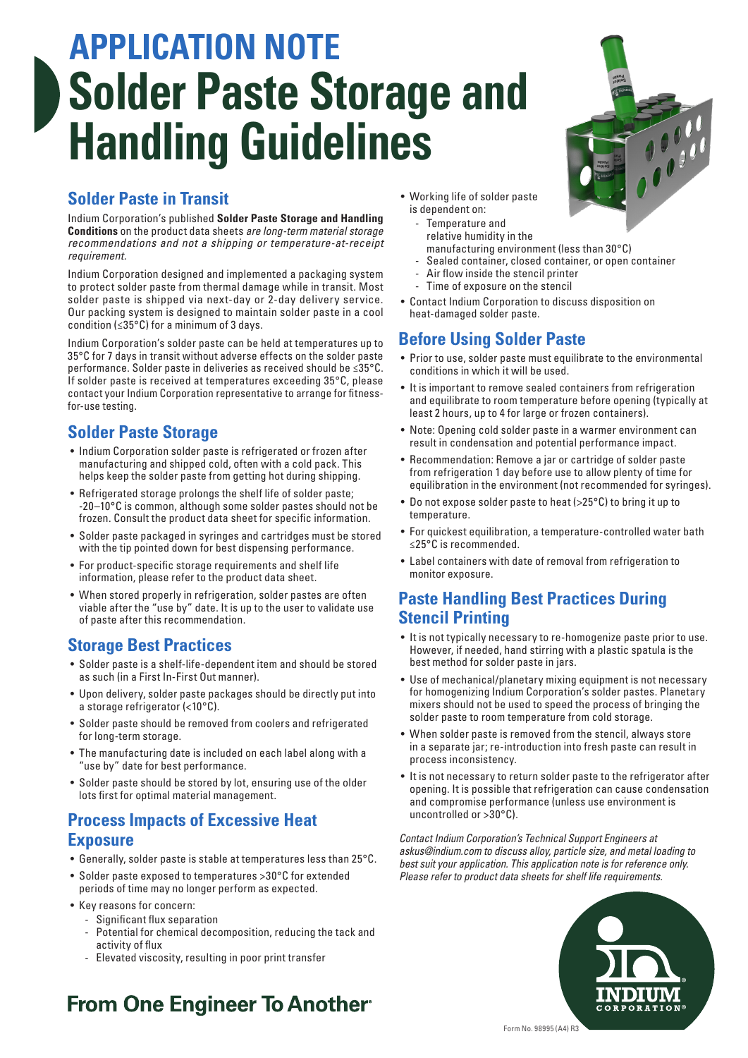# APPLICATION NOTE
# Solder Paste Storage and Handling Guidelines

## Solder Paste in Transit

Indium Corporation's published **Solder Paste Storage and Handling Conditions** on the product data sheets *are long-term material storage recommendations and not a shipping or temperature-at-receipt requirement.*

Indium Corporation designed and implemented a packaging system to protect solder paste from thermal damage while in transit. Most solder paste is shipped via next-day or 2-day delivery service. Our packing system is designed to maintain solder paste in a cool condition (≤35°C) for a minimum of 3 days.

Indium Corporation's solder paste can be held at temperatures up to 35°C for 7 days in transit without adverse effects on the solder paste performance. Solder paste in deliveries as received should be ≤35°C. If solder paste is received at temperatures exceeding 35°C, please contact your Indium Corporation representative to arrange for fitness-for-use testing.

## Solder Paste Storage

- Indium Corporation solder paste is refrigerated or frozen after manufacturing and shipped cold, often with a cold pack. This helps keep the solder paste from getting hot during shipping.
- Refrigerated storage prolongs the shelf life of solder paste; -20–10°C is common, although some solder pastes should not be frozen. Consult the product data sheet for specific information.
- Solder paste packaged in syringes and cartridges must be stored with the tip pointed down for best dispensing performance.
- For product-specific storage requirements and shelf life information, please refer to the product data sheet.
- When stored properly in refrigeration, solder pastes are often viable after the "use by" date. It is up to the user to validate use of paste after this recommendation.

## Storage Best Practices

- Solder paste is a shelf-life-dependent item and should be stored as such (in a First In-First Out manner).
- Upon delivery, solder paste packages should be directly put into a storage refrigerator (<10°C).
- Solder paste should be removed from coolers and refrigerated for long-term storage.
- The manufacturing date is included on each label along with a "use by" date for best performance.
- Solder paste should be stored by lot, ensuring use of the older lots first for optimal material management.

## Process Impacts of Excessive Heat Exposure

- Generally, solder paste is stable at temperatures less than 25°C.
- Solder paste exposed to temperatures >30°C for extended periods of time may no longer perform as expected.
- Key reasons for concern:
  - Significant flux separation
  - Potential for chemical decomposition, reducing the tack and activity of flux
  - Elevated viscosity, resulting in poor print transfer
- Working life of solder paste is dependent on:
  - Temperature and relative humidity in the manufacturing environment (less than 30°C)
  - Sealed container, closed container, or open container
  - Air flow inside the stencil printer
  - Time of exposure on the stencil
- Contact Indium Corporation to discuss disposition on heat-damaged solder paste.

## Before Using Solder Paste

- Prior to use, solder paste must equilibrate to the environmental conditions in which it will be used.
- It is important to remove sealed containers from refrigeration and equilibrate to room temperature before opening (typically at least 2 hours, up to 4 for large or frozen containers).
- Note: Opening cold solder paste in a warmer environment can result in condensation and potential performance impact.
- Recommendation: Remove a jar or cartridge of solder paste from refrigeration 1 day before use to allow plenty of time for equilibration in the environment (not recommended for syringes).
- Do not expose solder paste to heat (>25°C) to bring it up to temperature.
- For quickest equilibration, a temperature-controlled water bath ≤25°C is recommended.
- Label containers with date of removal from refrigeration to monitor exposure.

## Paste Handling Best Practices During Stencil Printing

- It is not typically necessary to re-homogenize paste prior to use. However, if needed, hand stirring with a plastic spatula is the best method for solder paste in jars.
- Use of mechanical/planetary mixing equipment is not necessary for homogenizing Indium Corporation's solder pastes. Planetary mixers should not be used to speed the process of bringing the solder paste to room temperature from cold storage.
- When solder paste is removed from the stencil, always store in a separate jar; re-introduction into fresh paste can result in process inconsistency.
- It is not necessary to return solder paste to the refrigerator after opening. It is possible that refrigeration can cause condensation and compromise performance (unless use environment is uncontrolled or >30°C).

*Contact Indium Corporation's Technical Support Engineers at askus@indium.com to discuss alloy, particle size, and metal loading to best suit your application. This application note is for reference only. Please refer to product data sheets for shelf life requirements.*

**From One Engineer To Another®**

INDIUM CORPORATION®

Form No. 98995 (A4) R3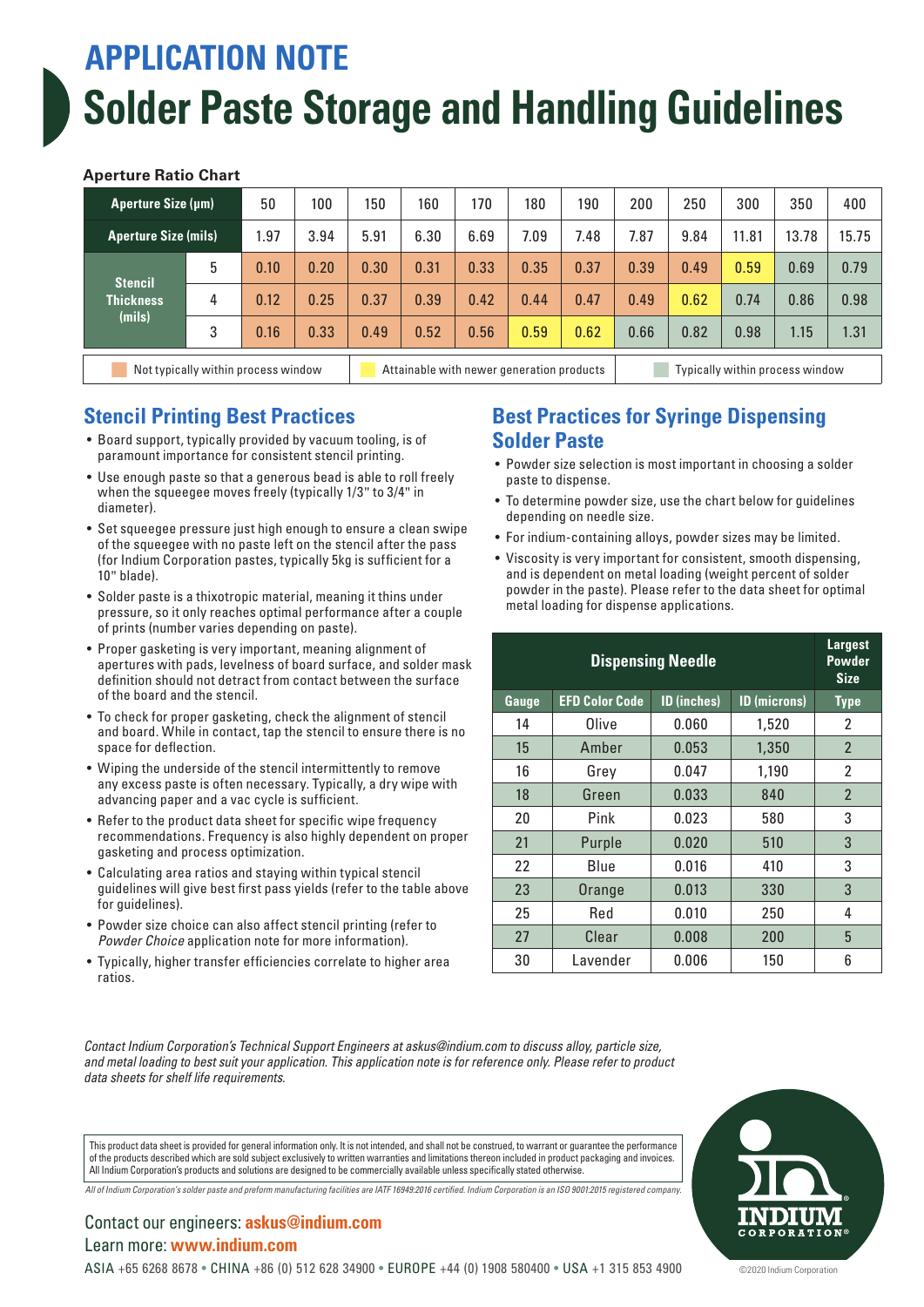**APPLICATION NOTE**

# Solder Paste Storage and Handling Guidelines

**Aperture Ratio Chart**

| Aperture Size (µm) | | 50 | 100 | 150 | 160 | 170 | 180 | 190 | 200 | 250 | 300 | 350 | 400 |
|---|---|---|---|---|---|---|---|---|---|---|---|---|---|
| Aperture Size (mils) | | 1.97 | 3.94 | 5.91 | 6.30 | 6.69 | 7.09 | 7.48 | 7.87 | 9.84 | 11.81 | 13.78 | 15.75 |
| Stencil Thickness (mils) | 5 | 0.10 | 0.20 | 0.30 | 0.31 | 0.33 | 0.35 | 0.37 | 0.39 | 0.49 | 0.59 | 0.69 | 0.79 |
| | 4 | 0.12 | 0.25 | 0.37 | 0.39 | 0.42 | 0.44 | 0.47 | 0.49 | 0.62 | 0.74 | 0.86 | 0.98 |
| | 3 | 0.16 | 0.33 | 0.49 | 0.52 | 0.56 | 0.59 | 0.62 | 0.66 | 0.82 | 0.98 | 1.15 | 1.31 |

Not typically within process window | Attainable with newer generation products | Typically within process window

## Stencil Printing Best Practices

- Board support, typically provided by vacuum tooling, is of paramount importance for consistent stencil printing.
- Use enough paste so that a generous bead is able to roll freely when the squeegee moves freely (typically 1/3" to 3/4" in diameter).
- Set squeegee pressure just high enough to ensure a clean swipe of the squeegee with no paste left on the stencil after the pass (for Indium Corporation pastes, typically 5kg is sufficient for a 10" blade).
- Solder paste is a thixotropic material, meaning it thins under pressure, so it only reaches optimal performance after a couple of prints (number varies depending on paste).
- Proper gasketing is very important, meaning alignment of apertures with pads, levelness of board surface, and solder mask definition should not detract from contact between the surface of the board and the stencil.
- To check for proper gasketing, check the alignment of stencil and board. While in contact, tap the stencil to ensure there is no space for deflection.
- Wiping the underside of the stencil intermittently to remove any excess paste is often necessary. Typically, a dry wipe with advancing paper and a vac cycle is sufficient.
- Refer to the product data sheet for specific wipe frequency recommendations. Frequency is also highly dependent on proper gasketing and process optimization.
- Calculating area ratios and staying within typical stencil guidelines will give best first pass yields (refer to the table above for guidelines).
- Powder size choice can also affect stencil printing (refer to *Powder Choice* application note for more information).
- Typically, higher transfer efficiencies correlate to higher area ratios.

## Best Practices for Syringe Dispensing Solder Paste

- Powder size selection is most important in choosing a solder paste to dispense.
- To determine powder size, use the chart below for guidelines depending on needle size.
- For indium-containing alloys, powder sizes may be limited.
- Viscosity is very important for consistent, smooth dispensing, and is dependent on metal loading (weight percent of solder powder in the paste). Please refer to the data sheet for optimal metal loading for dispense applications.

| Dispensing Needle | | | | Largest Powder Size |
|---|---|---|---|---|
| Gauge | EFD Color Code | ID (inches) | ID (microns) | Type |
| 14 | Olive | 0.060 | 1,520 | 2 |
| 15 | Amber | 0.053 | 1,350 | 2 |
| 16 | Grey | 0.047 | 1,190 | 2 |
| 18 | Green | 0.033 | 840 | 2 |
| 20 | Pink | 0.023 | 580 | 3 |
| 21 | Purple | 0.020 | 510 | 3 |
| 22 | Blue | 0.016 | 410 | 3 |
| 23 | Orange | 0.013 | 330 | 3 |
| 25 | Red | 0.010 | 250 | 4 |
| 27 | Clear | 0.008 | 200 | 5 |
| 30 | Lavender | 0.006 | 150 | 6 |

*Contact Indium Corporation's Technical Support Engineers at askus@indium.com to discuss alloy, particle size, and metal loading to best suit your application. This application note is for reference only. Please refer to product data sheets for shelf life requirements.*

This product data sheet is provided for general information only. It is not intended, and shall not be construed, to warrant or guarantee the performance of the products described which are sold subject exclusively to written warranties and limitations thereon included in product packaging and invoices. All Indium Corporation's products and solutions are designed to be commercially available unless specifically stated otherwise.

*All of Indium Corporation's solder paste and preform manufacturing facilities are IATF 16949:2016 certified. Indium Corporation is an ISO 9001:2015 registered company.*

Contact our engineers: **askus@indium.com**
Learn more: **www.indium.com**

ASIA +65 6268 8678 • CHINA +86 (0) 512 628 34900 • EUROPE +44 (0) 1908 580400 • USA +1 315 853 4900

INDIUM CORPORATION®

©2020 Indium Corporation